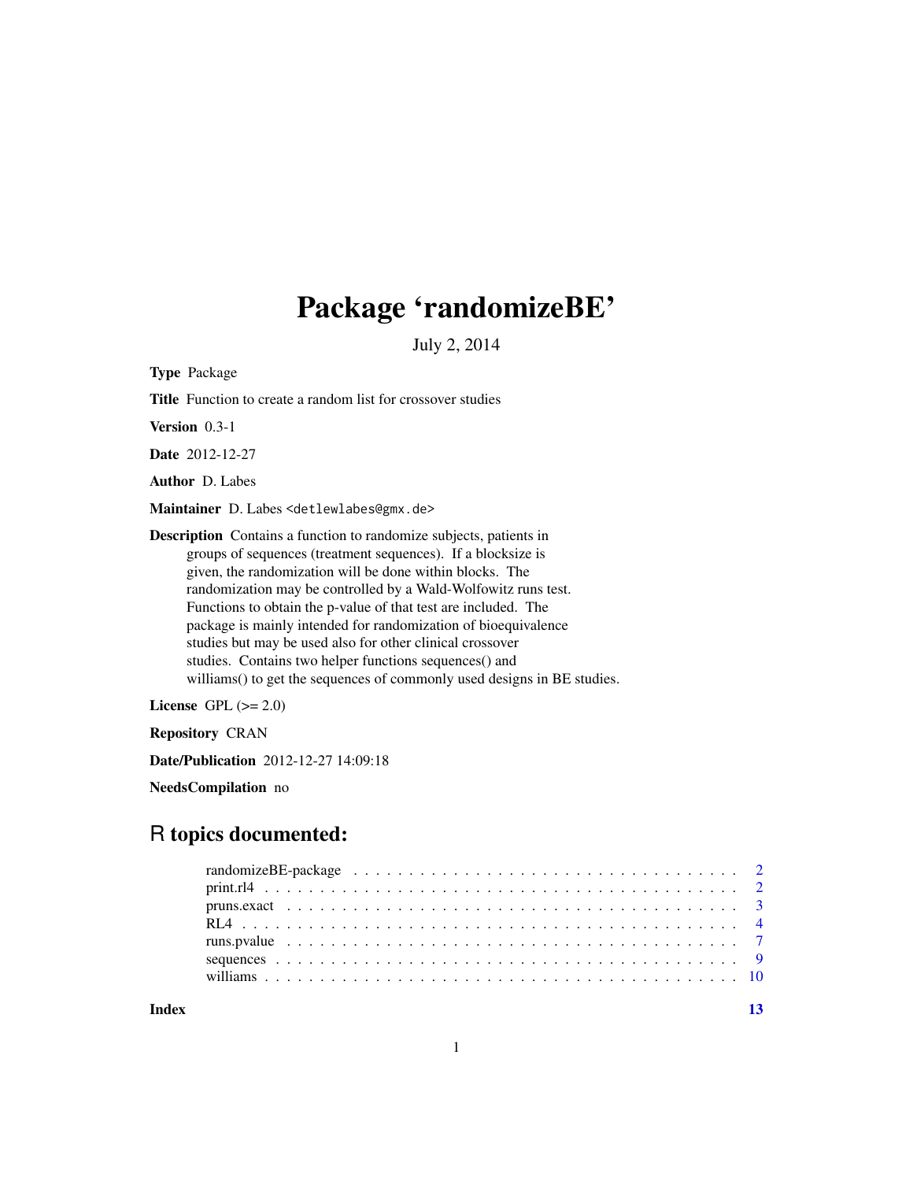# Package 'randomizeBE'

July 2, 2014

**Type** Package

**Title** Function to create a random list for crossover studies

**Version** 0.3-1

**Date** 2012-12-27

**Author** D. Labes

**Maintainer** D. Labes <detlewlabes@gmx.de>

**Description** Contains a function to randomize subjects, patients in groups of sequences (treatment sequences). If a blocksize is given, the randomization will be done within blocks. The randomization may be controlled by a Wald-Wolfowitz runs test. Functions to obtain the p-value of that test are included. The package is mainly intended for randomization of bioequivalence studies but may be used also for other clinical crossover studies. Contains two helper functions sequences() and williams() to get the sequences of commonly used designs in BE studies.

**License** GPL (>= 2.0)

**Repository** CRAN

**Date/Publication** 2012-12-27 14:09:18

**NeedsCompilation** no

## R topics documented:

randomizeBE-package . . . . . . . . . . . . . . . . . . . . . . . . . . . . . . . . . . . 2
print.rl4 . . . . . . . . . . . . . . . . . . . . . . . . . . . . . . . . . . . . . . . . . 2
pruns.exact . . . . . . . . . . . . . . . . . . . . . . . . . . . . . . . . . . . . . . . . 3
RL4 . . . . . . . . . . . . . . . . . . . . . . . . . . . . . . . . . . . . . . . . . . . 4
runs.pvalue . . . . . . . . . . . . . . . . . . . . . . . . . . . . . . . . . . . . . . . . 7
sequences . . . . . . . . . . . . . . . . . . . . . . . . . . . . . . . . . . . . . . . . 9
williams . . . . . . . . . . . . . . . . . . . . . . . . . . . . . . . . . . . . . . . . . 10

**Index** **13**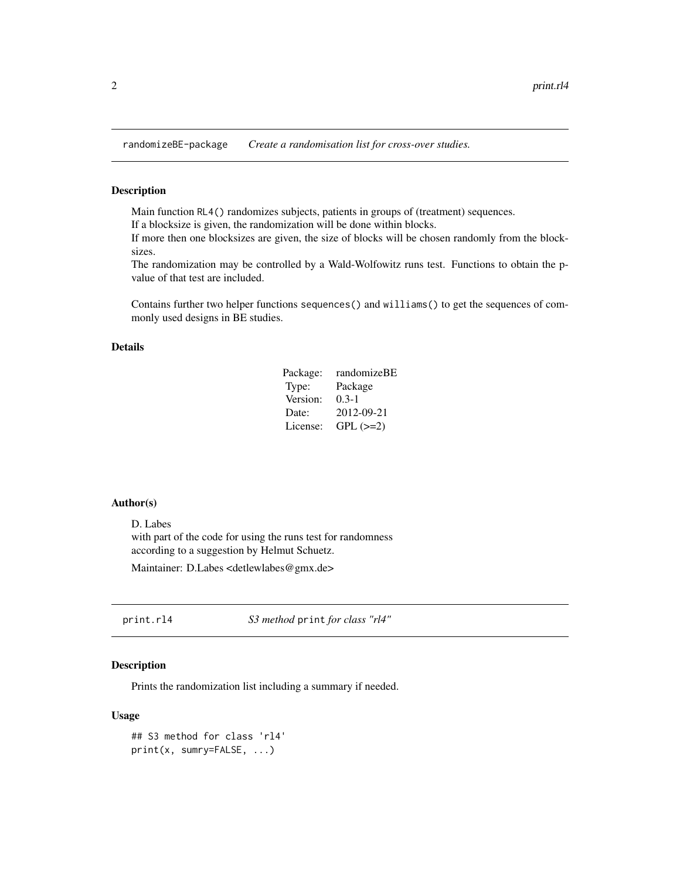## randomizeBE-package *Create a randomisation list for cross-over studies.*

### Description

Main function RL4() randomizes subjects, patients in groups of (treatment) sequences.
If a blocksize is given, the randomization will be done within blocks.
If more then one blocksizes are given, the size of blocks will be chosen randomly from the blocksizes.
The randomization may be controlled by a Wald-Wolfowitz runs test. Functions to obtain the p-value of that test are included.

Contains further two helper functions sequences() and williams() to get the sequences of commonly used designs in BE studies.

### Details

| | |
|---|---|
| Package: | randomizeBE |
| Type: | Package |
| Version: | 0.3-1 |
| Date: | 2012-09-21 |
| License: | GPL (>=2) |

### Author(s)

D. Labes
with part of the code for using the runs test for randomness
according to a suggestion by Helmut Schuetz.

Maintainer: D.Labes <detlewlabes@gmx.de>

## print.rl4 *S3 method* print *for class "rl4"*

### Description

Prints the randomization list including a summary if needed.

### Usage

```
## S3 method for class 'rl4'
print(x, sumry=FALSE, ...)
```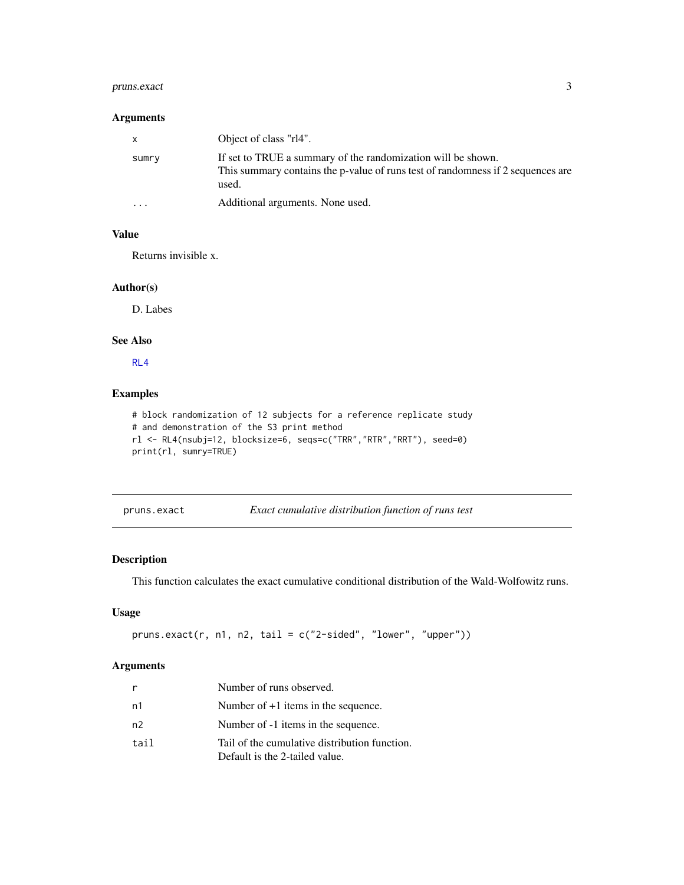### Arguments

| | |
|---|---|
| x | Object of class "rl4". |
| sumry | If set to TRUE a summary of the randomization will be shown. This summary contains the p-value of runs test of randomness if 2 sequences are used. |
| ... | Additional arguments. None used. |

### Value

Returns invisible x.

### Author(s)

D. Labes

### See Also

RL4

### Examples

```
# block randomization of 12 subjects for a reference replicate study
# and demonstration of the S3 print method
rl <- RL4(nsubj=12, blocksize=6, seqs=c("TRR","RTR","RRT"), seed=0)
print(rl, sumry=TRUE)
```

---

## pruns.exact — *Exact cumulative distribution function of runs test*

---

### Description

This function calculates the exact cumulative conditional distribution of the Wald-Wolfowitz runs.

### Usage

```
pruns.exact(r, n1, n2, tail = c("2-sided", "lower", "upper"))
```

### Arguments

| | |
|---|---|
| r | Number of runs observed. |
| n1 | Number of +1 items in the sequence. |
| n2 | Number of -1 items in the sequence. |
| tail | Tail of the cumulative distribution function. Default is the 2-tailed value. |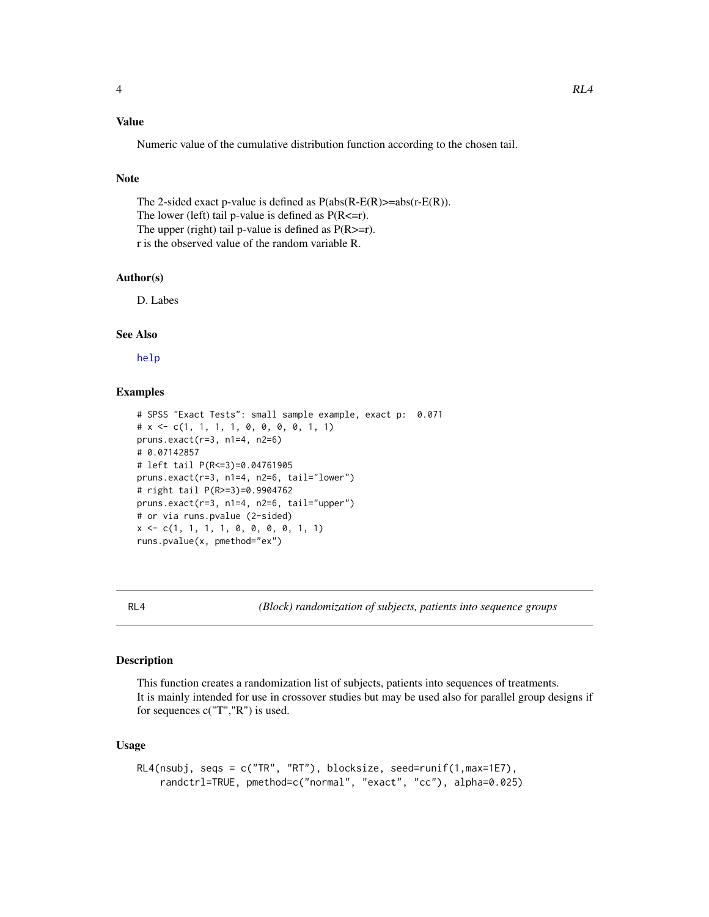### Value

Numeric value of the cumulative distribution function according to the chosen tail.

### Note

The 2-sided exact p-value is defined as P(abs(R-E(R)>=abs(r-E(R)).
The lower (left) tail p-value is defined as P(R<=r).
The upper (right) tail p-value is defined as P(R>=r).
r is the observed value of the random variable R.

### Author(s)

D. Labes

### See Also

help

### Examples

```
# SPSS "Exact Tests": small sample example, exact p:  0.071
# x <- c(1, 1, 1, 1, 0, 0, 0, 0, 1, 1)
pruns.exact(r=3, n1=4, n2=6)
# 0.07142857
# left tail P(R<=3)=0.04761905
pruns.exact(r=3, n1=4, n2=6, tail="lower")
# right tail P(R>=3)=0.9904762
pruns.exact(r=3, n1=4, n2=6, tail="upper")
# or via runs.pvalue (2-sided)
x <- c(1, 1, 1, 1, 0, 0, 0, 0, 1, 1)
runs.pvalue(x, pmethod="ex")
```

---

## RL4 — *(Block) randomization of subjects, patients into sequence groups*

### Description

This function creates a randomization list of subjects, patients into sequences of treatments.
It is mainly intended for use in crossover studies but may be used also for parallel group designs if for sequences c("T","R") is used.

### Usage

```
RL4(nsubj, seqs = c("TR", "RT"), blocksize, seed=runif(1,max=1E7),
    randctrl=TRUE, pmethod=c("normal", "exact", "cc"), alpha=0.025)
```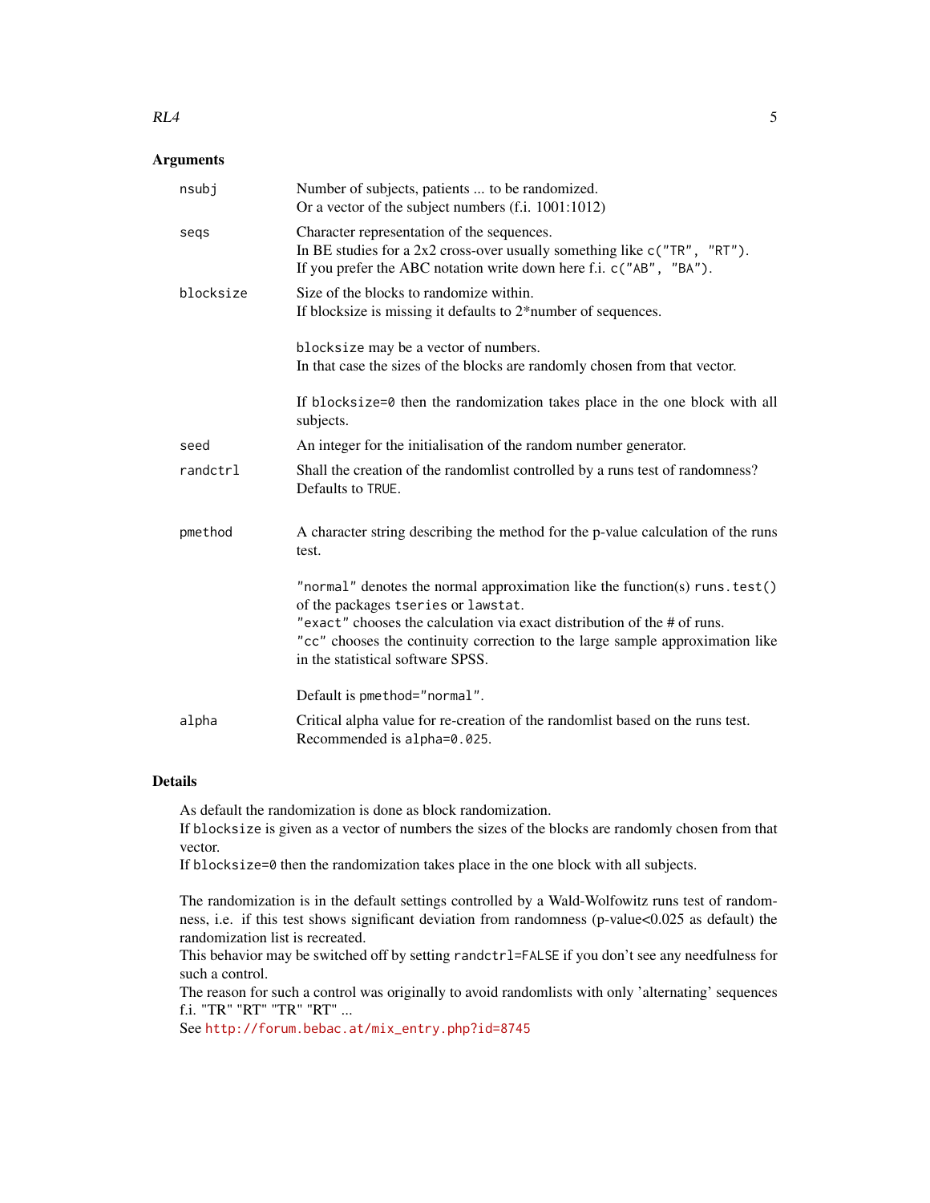## Arguments

| | |
|---|---|
| `nsubj` | Number of subjects, patients ... to be randomized.<br>Or a vector of the subject numbers (f.i. 1001:1012) |
| `seqs` | Character representation of the sequences.<br>In BE studies for a 2x2 cross-over usually something like `c("TR", "RT")`.<br>If you prefer the ABC notation write down here f.i. `c("AB", "BA")`. |
| `blocksize` | Size of the blocks to randomize within.<br>If blocksize is missing it defaults to 2*number of sequences.<br><br>`blocksize` may be a vector of numbers.<br>In that case the sizes of the blocks are randomly chosen from that vector.<br><br>If `blocksize=0` then the randomization takes place in the one block with all subjects. |
| `seed` | An integer for the initialisation of the random number generator. |
| `randctrl` | Shall the creation of the randomlist controlled by a runs test of randomness?<br>Defaults to `TRUE`. |
| `pmethod` | A character string describing the method for the p-value calculation of the runs test.<br><br>`"normal"` denotes the normal approximation like the function(s) `runs.test()` of the packages `tseries` or `lawstat`.<br>`"exact"` chooses the calculation via exact distribution of the # of runs.<br>`"cc"` chooses the continuity correction to the large sample approximation like in the statistical software SPSS.<br><br>Default is `pmethod="normal"`. |
| `alpha` | Critical alpha value for re-creation of the randomlist based on the runs test.<br>Recommended is `alpha=0.025`. |

## Details

As default the randomization is done as block randomization.
If `blocksize` is given as a vector of numbers the sizes of the blocks are randomly chosen from that vector.
If `blocksize=0` then the randomization takes place in the one block with all subjects.

The randomization is in the default settings controlled by a Wald-Wolfowitz runs test of randomness, i.e. if this test shows significant deviation from randomness (p-value<0.025 as default) the randomization list is recreated.
This behavior may be switched off by setting `randctrl=FALSE` if you don't see any needfulness for such a control.
The reason for such a control was originally to avoid randomlists with only 'alternating' sequences f.i. "TR" "RT" "TR" "RT" ...
See http://forum.bebac.at/mix_entry.php?id=8745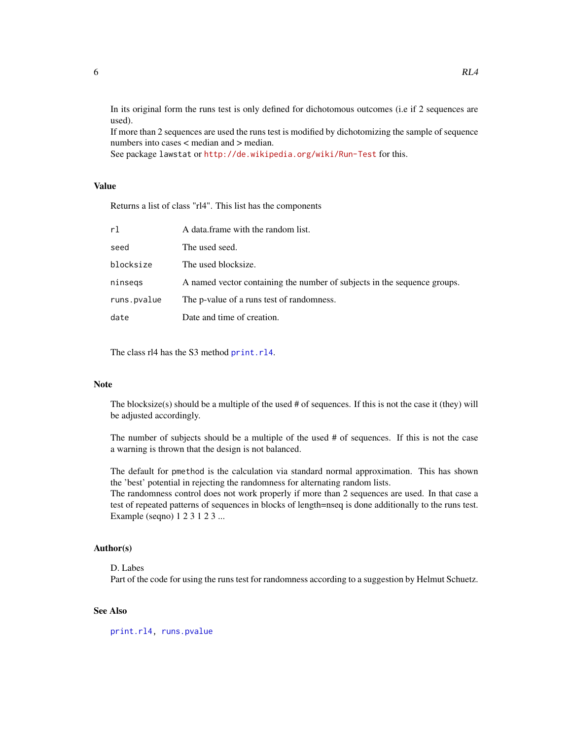In its original form the runs test is only defined for dichotomous outcomes (i.e if 2 sequences are used).
If more than 2 sequences are used the runs test is modified by dichotomizing the sample of sequence numbers into cases < median and > median.
See package `lawstat` or http://de.wikipedia.org/wiki/Run-Test for this.

## Value

Returns a list of class "rl4". This list has the components

| | |
|---|---|
| `rl` | A data.frame with the random list. |
| `seed` | The used seed. |
| `blocksize` | The used blocksize. |
| `ninseqs` | A named vector containing the number of subjects in the sequence groups. |
| `runs.pvalue` | The p-value of a runs test of randomness. |
| `date` | Date and time of creation. |

The class rl4 has the S3 method `print.rl4`.

## Note

The blocksize(s) should be a multiple of the used # of sequences. If this is not the case it (they) will be adjusted accordingly.

The number of subjects should be a multiple of the used # of sequences. If this is not the case a warning is thrown that the design is not balanced.

The default for `pmethod` is the calculation via standard normal approximation. This has shown the 'best' potential in rejecting the randomness for alternating random lists.
The randomness control does not work properly if more than 2 sequences are used. In that case a test of repeated patterns of sequences in blocks of length=nseq is done additionally to the runs test.
Example (seqno) 1 2 3 1 2 3 ...

## Author(s)

D. Labes
Part of the code for using the runs test for randomness according to a suggestion by Helmut Schuetz.

## See Also

`print.rl4`, `runs.pvalue`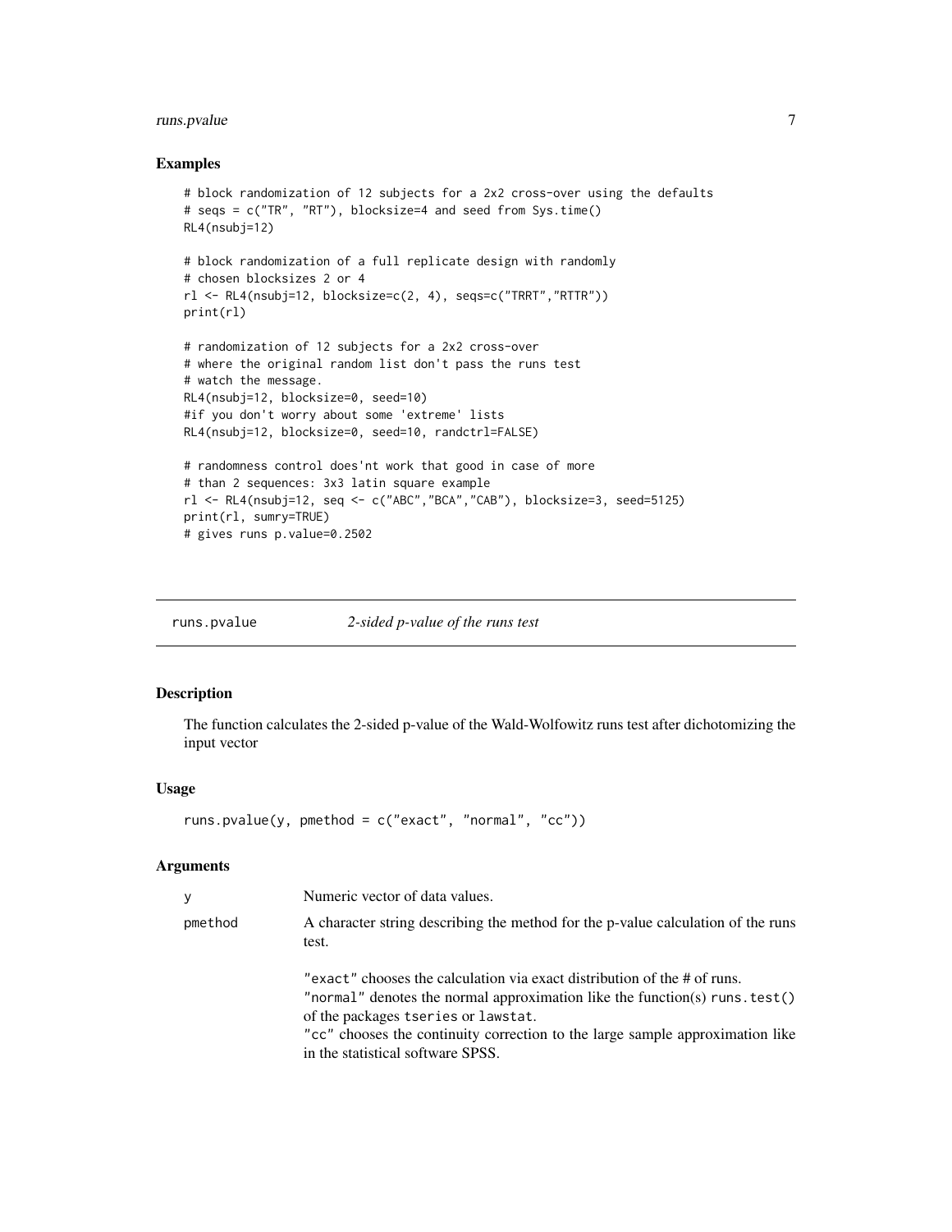## Examples

```
# block randomization of 12 subjects for a 2x2 cross-over using the defaults
# seqs = c("TR", "RT"), blocksize=4 and seed from Sys.time()
RL4(nsubj=12)

# block randomization of a full replicate design with randomly
# chosen blocksizes 2 or 4
rl <- RL4(nsubj=12, blocksize=c(2, 4), seqs=c("TRRT","RTTR"))
print(rl)

# randomization of 12 subjects for a 2x2 cross-over
# where the original random list don't pass the runs test
# watch the message.
RL4(nsubj=12, blocksize=0, seed=10)
#if you don't worry about some 'extreme' lists
RL4(nsubj=12, blocksize=0, seed=10, randctrl=FALSE)

# randomness control does'nt work that good in case of more
# than 2 sequences: 3x3 latin square example
rl <- RL4(nsubj=12, seq <- c("ABC","BCA","CAB"), blocksize=3, seed=5125)
print(rl, sumry=TRUE)
# gives runs p.value=0.2502
```

---

# runs.pvalue — *2-sided p-value of the runs test*

## Description

The function calculates the 2-sided p-value of the Wald-Wolfowitz runs test after dichotomizing the input vector

## Usage

```
runs.pvalue(y, pmethod = c("exact", "normal", "cc"))
```

## Arguments

| | |
|---|---|
| `y` | Numeric vector of data values. |
| `pmethod` | A character string describing the method for the p-value calculation of the runs test.<br><br>"exact" chooses the calculation via exact distribution of the # of runs.<br>"normal" denotes the normal approximation like the function(s) `runs.test()` of the packages `tseries` or `lawstat`.<br>"cc" chooses the continuity correction to the large sample approximation like in the statistical software SPSS. |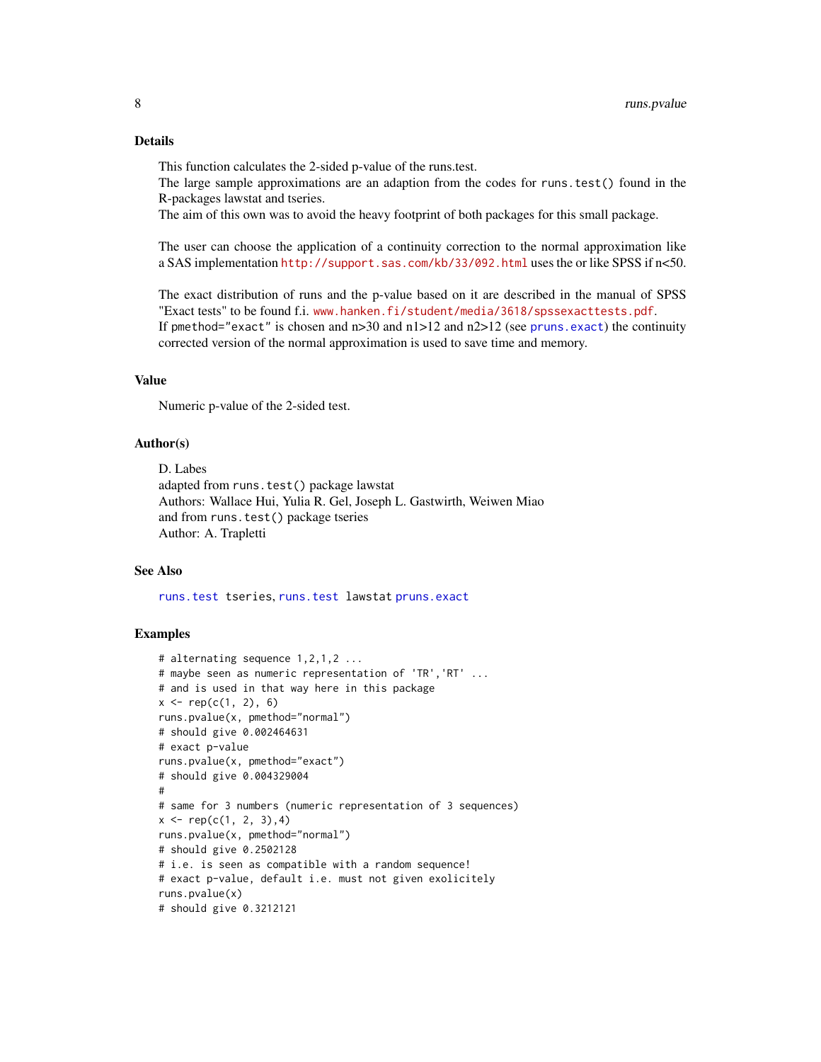### Details

This function calculates the 2-sided p-value of the runs.test.
The large sample approximations are an adaption from the codes for `runs.test()` found in the R-packages lawstat and tseries.
The aim of this own was to avoid the heavy footprint of both packages for this small package.

The user can choose the application of a continuity correction to the normal approximation like a SAS implementation http://support.sas.com/kb/33/092.html uses the or like SPSS if n<50.

The exact distribution of runs and the p-value based on it are described in the manual of SPSS "Exact tests" to be found f.i. www.hanken.fi/student/media/3618/spssexacttests.pdf.
If `pmethod="exact"` is chosen and n>30 and n1>12 and n2>12 (see `pruns.exact`) the continuity corrected version of the normal approximation is used to save time and memory.

### Value

Numeric p-value of the 2-sided test.

### Author(s)

D. Labes
adapted from `runs.test()` package lawstat
Authors: Wallace Hui, Yulia R. Gel, Joseph L. Gastwirth, Weiwen Miao
and from `runs.test()` package tseries
Author: A. Trapletti

### See Also

`runs.test` tseries, `runs.test` lawstat `pruns.exact`

### Examples

```
# alternating sequence 1,2,1,2 ...
# maybe seen as numeric representation of 'TR','RT' ...
# and is used in that way here in this package
x <- rep(c(1, 2), 6)
runs.pvalue(x, pmethod="normal")
# should give 0.002464631
# exact p-value
runs.pvalue(x, pmethod="exact")
# should give 0.004329004
#
# same for 3 numbers (numeric representation of 3 sequences)
x <- rep(c(1, 2, 3),4)
runs.pvalue(x, pmethod="normal")
# should give 0.2502128
# i.e. is seen as compatible with a random sequence!
# exact p-value, default i.e. must not given exolicitely
runs.pvalue(x)
# should give 0.3212121
```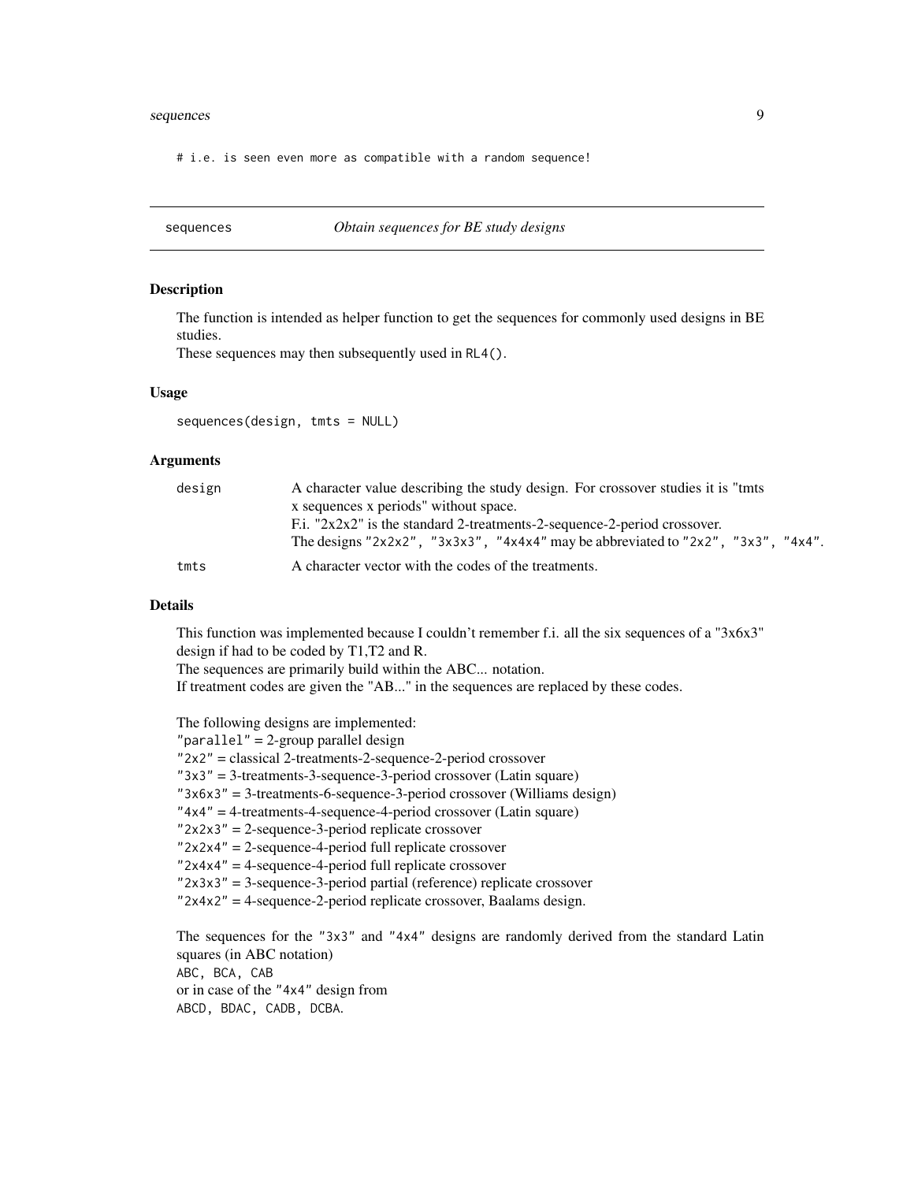```
# i.e. is seen even more as compatible with a random sequence!
```

---

## sequences — *Obtain sequences for BE study designs*

### Description

The function is intended as helper function to get the sequences for commonly used designs in BE studies.
These sequences may then subsequently used in `RL4()`.

### Usage

```
sequences(design, tmts = NULL)
```

### Arguments

| | |
|---|---|
| `design` | A character value describing the study design. For crossover studies it is "tmts x sequences x periods" without space.<br>F.i. "2x2x2" is the standard 2-treatments-2-sequence-2-period crossover.<br>The designs `"2x2x2", "3x3x3", "4x4x4"` may be abbreviated to `"2x2", "3x3", "4x4"`. |
| `tmts` | A character vector with the codes of the treatments. |

### Details

This function was implemented because I couldn't remember f.i. all the six sequences of a "3x6x3" design if had to be coded by T1,T2 and R.
The sequences are primarily build within the ABC... notation.
If treatment codes are given the "AB..." in the sequences are replaced by these codes.

The following designs are implemented:
`"parallel"` = 2-group parallel design
`"2x2"` = classical 2-treatments-2-sequence-2-period crossover
`"3x3"` = 3-treatments-3-sequence-3-period crossover (Latin square)
`"3x6x3"` = 3-treatments-6-sequence-3-period crossover (Williams design)
`"4x4"` = 4-treatments-4-sequence-4-period crossover (Latin square)
`"2x2x3"` = 2-sequence-3-period replicate crossover
`"2x2x4"` = 2-sequence-4-period full replicate crossover
`"2x4x4"` = 4-sequence-4-period full replicate crossover
`"2x3x3"` = 3-sequence-3-period partial (reference) replicate crossover
`"2x4x2"` = 4-sequence-2-period replicate crossover, Baalams design.

The sequences for the `"3x3"` and `"4x4"` designs are randomly derived from the standard Latin squares (in ABC notation)
`ABC, BCA, CAB`
or in case of the `"4x4"` design from
`ABCD, BDAC, CADB, DCBA`.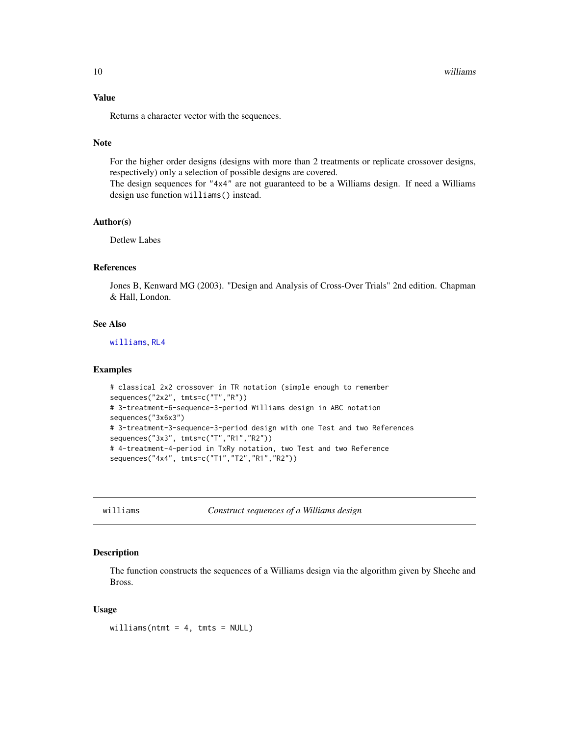### Value

Returns a character vector with the sequences.

### Note

For the higher order designs (designs with more than 2 treatments or replicate crossover designs, respectively) only a selection of possible designs are covered.
The design sequences for "4x4" are not guaranteed to be a Williams design. If need a Williams design use function `williams()` instead.

### Author(s)

Detlew Labes

### References

Jones B, Kenward MG (2003). "Design and Analysis of Cross-Over Trials" 2nd edition. Chapman & Hall, London.

### See Also

williams, RL4

### Examples

```
# classical 2x2 crossover in TR notation (simple enough to remember
sequences("2x2", tmts=c("T","R"))
# 3-treatment-6-sequence-3-period Williams design in ABC notation
sequences("3x6x3")
# 3-treatment-3-sequence-3-period design with one Test and two References
sequences("3x3", tmts=c("T","R1","R2"))
# 4-treatment-4-period in TxRy notation, two Test and two Reference
sequences("4x4", tmts=c("T1","T2","R1","R2"))
```

---

## williams — *Construct sequences of a Williams design*

### Description

The function constructs the sequences of a Williams design via the algorithm given by Sheehe and Bross.

### Usage

```
williams(ntmt = 4, tmts = NULL)
```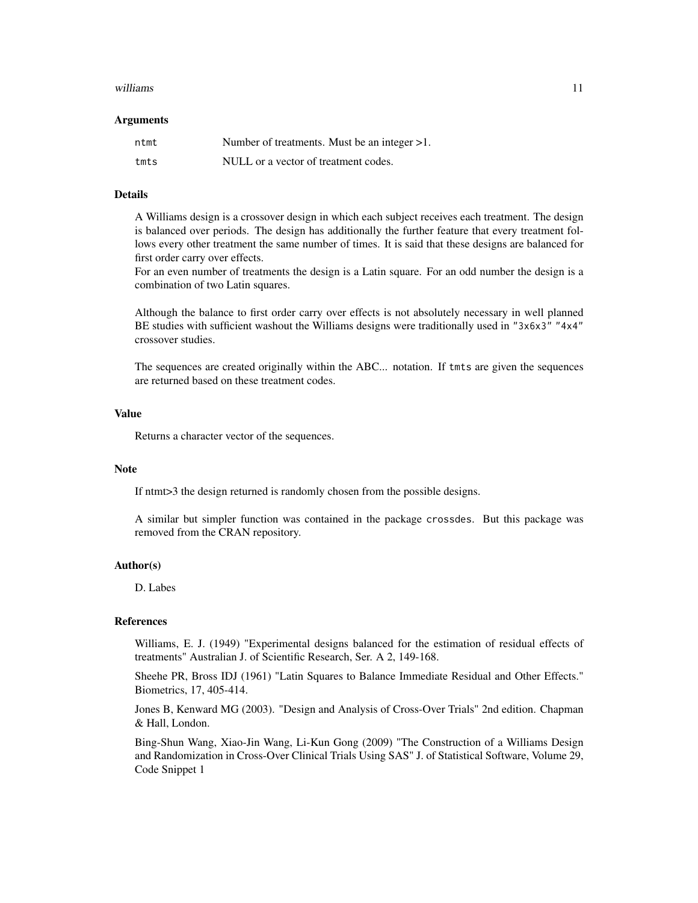### Arguments

| | |
|---|---|
| `ntmt` | Number of treatments. Must be an integer >1. |
| `tmts` | NULL or a vector of treatment codes. |

### Details

A Williams design is a crossover design in which each subject receives each treatment. The design is balanced over periods. The design has additionally the further feature that every treatment follows every other treatment the same number of times. It is said that these designs are balanced for first order carry over effects.
For an even number of treatments the design is a Latin square. For an odd number the design is a combination of two Latin squares.

Although the balance to first order carry over effects is not absolutely necessary in well planned BE studies with sufficient washout the Williams designs were traditionally used in `"3x6x3"` `"4x4"` crossover studies.

The sequences are created originally within the ABC... notation. If `tmts` are given the sequences are returned based on these treatment codes.

### Value

Returns a character vector of the sequences.

### Note

If ntmt>3 the design returned is randomly chosen from the possible designs.

A similar but simpler function was contained in the package `crossdes`. But this package was removed from the CRAN repository.

### Author(s)

D. Labes

### References

Williams, E. J. (1949) "Experimental designs balanced for the estimation of residual effects of treatments" Australian J. of Scientific Research, Ser. A 2, 149-168.

Sheehe PR, Bross IDJ (1961) "Latin Squares to Balance Immediate Residual and Other Effects." Biometrics, 17, 405-414.

Jones B, Kenward MG (2003). "Design and Analysis of Cross-Over Trials" 2nd edition. Chapman & Hall, London.

Bing-Shun Wang, Xiao-Jin Wang, Li-Kun Gong (2009) "The Construction of a Williams Design and Randomization in Cross-Over Clinical Trials Using SAS" J. of Statistical Software, Volume 29, Code Snippet 1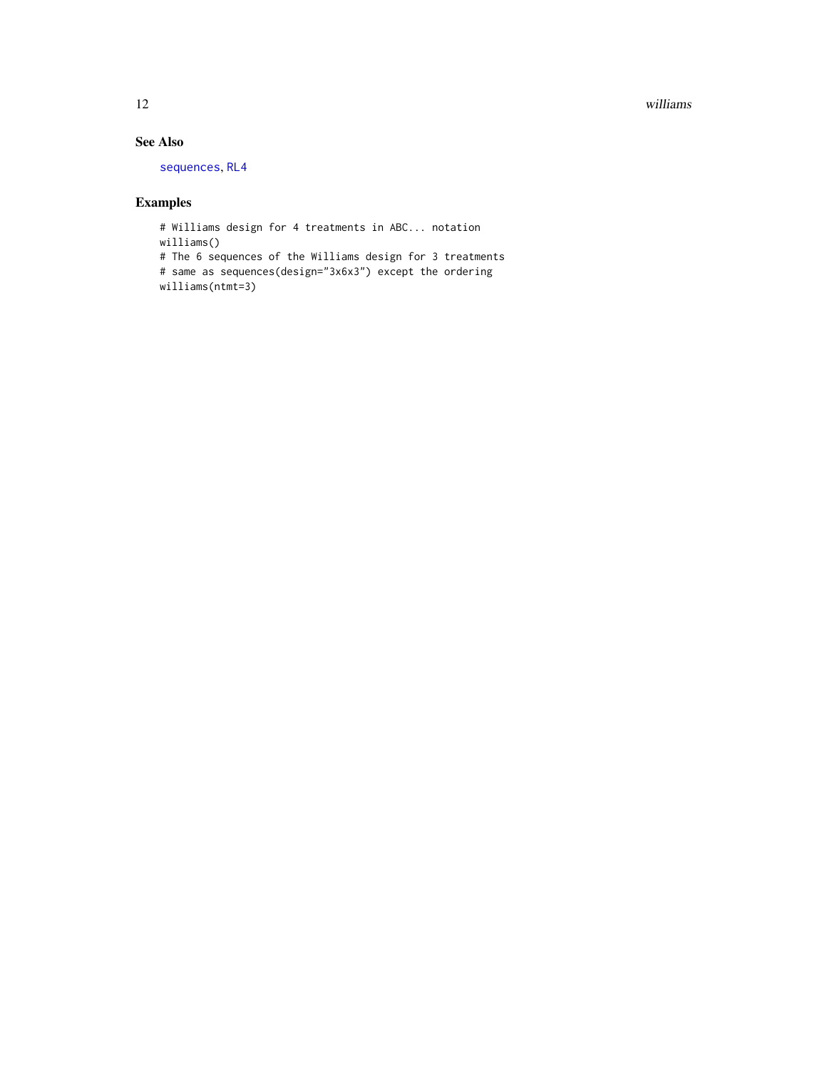## See Also

sequences, RL4

## Examples

```
# Williams design for 4 treatments in ABC... notation
williams()
# The 6 sequences of the Williams design for 3 treatments
# same as sequences(design="3x6x3") except the ordering
williams(ntmt=3)
```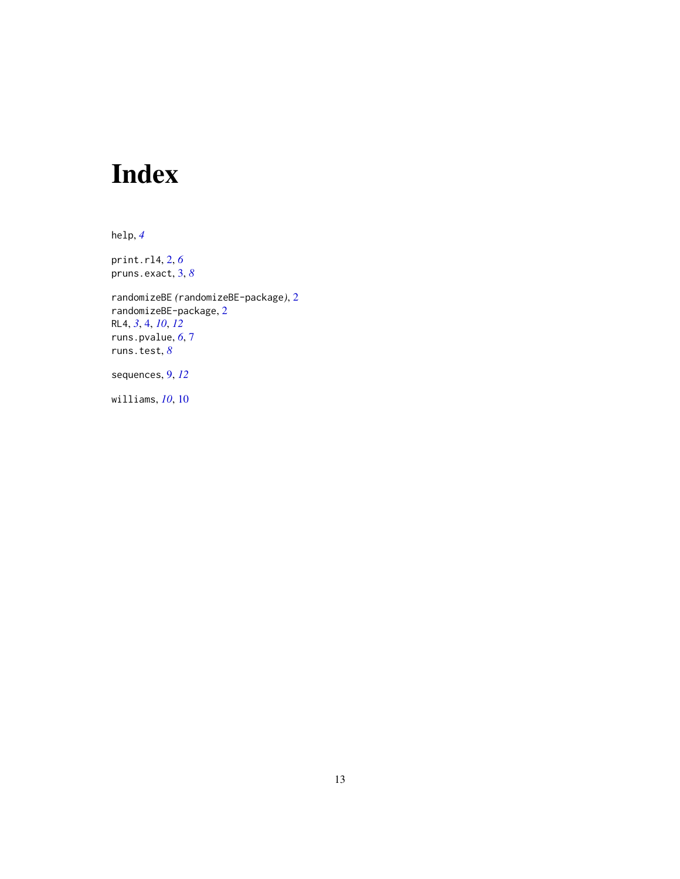# Index

help, *4*

print.rl4, 2, *6*
pruns.exact, 3, *8*

randomizeBE *(*randomizeBE-package*)*, 2
randomizeBE-package, 2
RL4, *3*, 4, *10*, *12*
runs.pvalue, *6*, 7
runs.test, *8*

sequences, 9, *12*

williams, *10*, 10